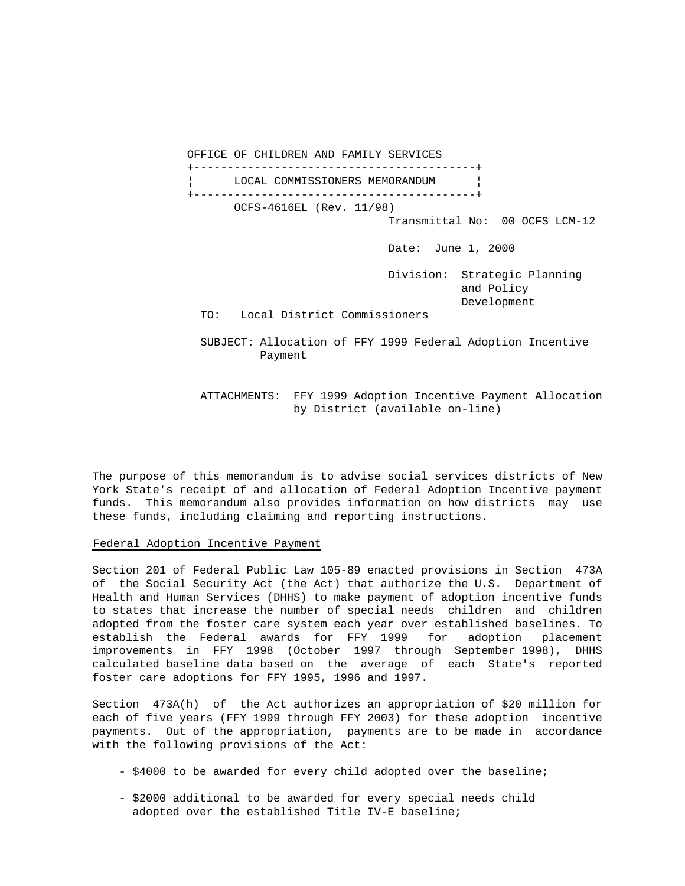OFFICE OF CHILDREN AND FAMILY SERVICES

**LOCAL COMMISSIONERS MEMORANDUM**

OCFS-4616EL (Rev. 11/98)

Transmittal No: 00 OCFS LCM-12

Date: June 1, 2000

Division: Strategic Planning and Policy Development

TO: Local District Commissioners

SUBJECT: Allocation of FFY 1999 Federal Adoption Incentive Payment

ATTACHMENTS: FFY 1999 Adoption Incentive Payment Allocation by District (available on-line)

The purpose of this memorandum is to advise social services districts of New York State's receipt of and allocation of Federal Adoption Incentive payment funds. This memorandum also provides information on how districts may use these funds, including claiming and reporting instructions.

## Federal Adoption Incentive Payment

Section 201 of Federal Public Law 105-89 enacted provisions in Section 473A of the Social Security Act (the Act) that authorize the U.S. Department of Health and Human Services (DHHS) to make payment of adoption incentive funds to states that increase the number of special needs children and children adopted from the foster care system each year over established baselines. To establish the Federal awards for FFY 1999 for adoption placement improvements in FFY 1998 (October 1997 through September 1998), DHHS calculated baseline data based on the average of each State's reported foster care adoptions for FFY 1995, 1996 and 1997.

Section 473A(h) of the Act authorizes an appropriation of $20 million for each of five years (FFY 1999 through FFY 2003) for these adoption incentive payments. Out of the appropriation, payments are to be made in accordance with the following provisions of the Act:

- $4000 to be awarded for every child adopted over the baseline;
- $2000 additional to be awarded for every special needs child adopted over the established Title IV-E baseline;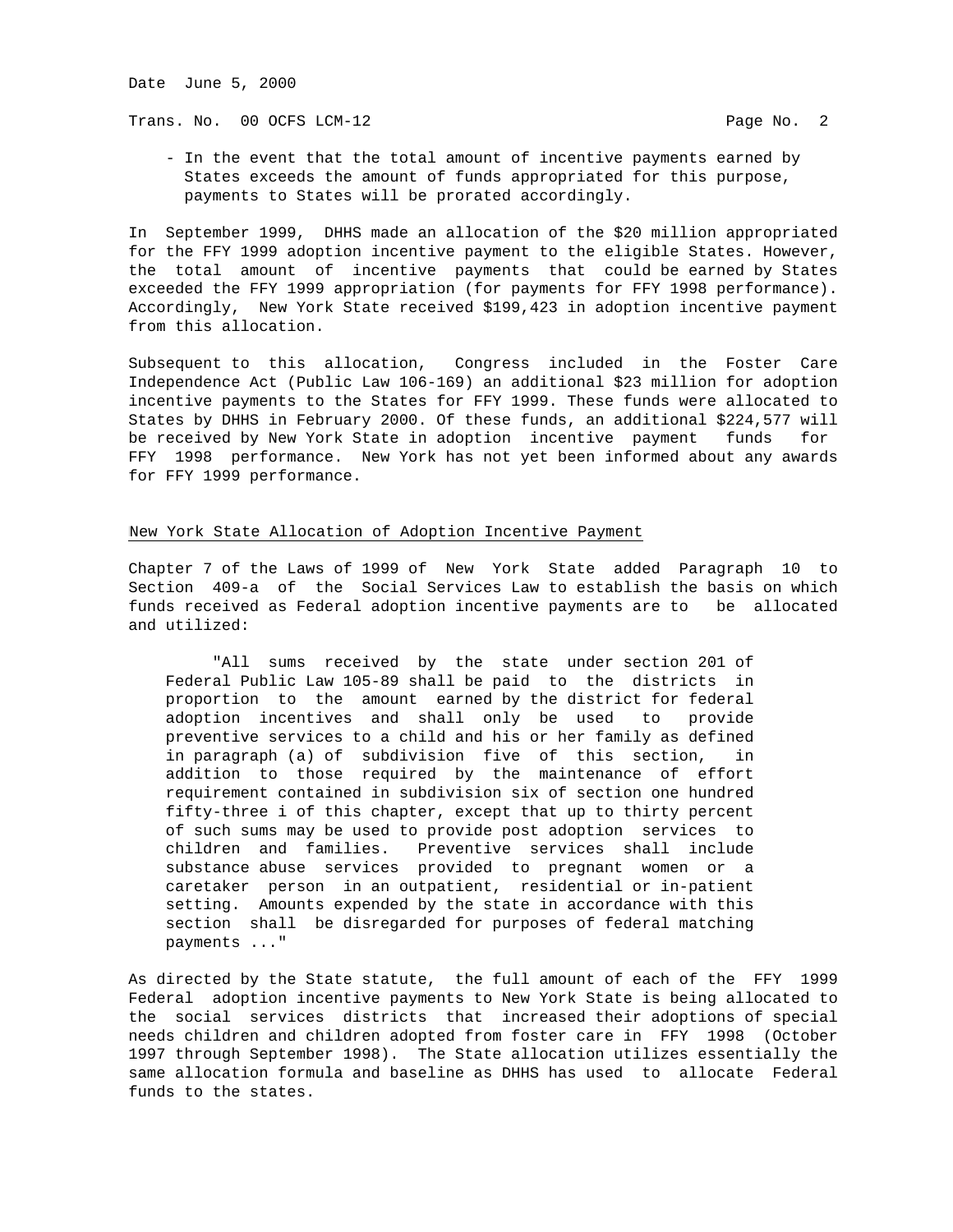- In the event that the total amount of incentive payments earned by States exceeds the amount of funds appropriated for this purpose, payments to States will be prorated accordingly.

In September 1999, DHHS made an allocation of the $20 million appropriated for the FFY 1999 adoption incentive payment to the eligible States. However, the total amount of incentive payments that could be earned by States exceeded the FFY 1999 appropriation (for payments for FFY 1998 performance). Accordingly, New York State received $199,423 in adoption incentive payment from this allocation.

Subsequent to this allocation, Congress included in the Foster Care Independence Act (Public Law 106-169) an additional $23 million for adoption incentive payments to the States for FFY 1999. These funds were allocated to States by DHHS in February 2000. Of these funds, an additional $224,577 will be received by New York State in adoption incentive payment funds for FFY 1998 performance. New York has not yet been informed about any awards for FFY 1999 performance.

## New York State Allocation of Adoption Incentive Payment

Chapter 7 of the Laws of 1999 of New York State added Paragraph 10 to Section 409-a of the Social Services Law to establish the basis on which funds received as Federal adoption incentive payments are to be allocated and utilized:

> "All sums received by the state under section 201 of Federal Public Law 105-89 shall be paid to the districts in proportion to the amount earned by the district for federal adoption incentives and shall only be used to provide preventive services to a child and his or her family as defined in paragraph (a) of subdivision five of this section, in addition to those required by the maintenance of effort requirement contained in subdivision six of section one hundred fifty-three i of this chapter, except that up to thirty percent of such sums may be used to provide post adoption services to children and families. Preventive services shall include substance abuse services provided to pregnant women or a caretaker person in an outpatient, residential or in-patient setting. Amounts expended by the state in accordance with this section shall be disregarded for purposes of federal matching payments ..."

As directed by the State statute, the full amount of each of the FFY 1999 Federal adoption incentive payments to New York State is being allocated to the social services districts that increased their adoptions of special needs children and children adopted from foster care in FFY 1998 (October 1997 through September 1998). The State allocation utilizes essentially the same allocation formula and baseline as DHHS has used to allocate Federal funds to the states.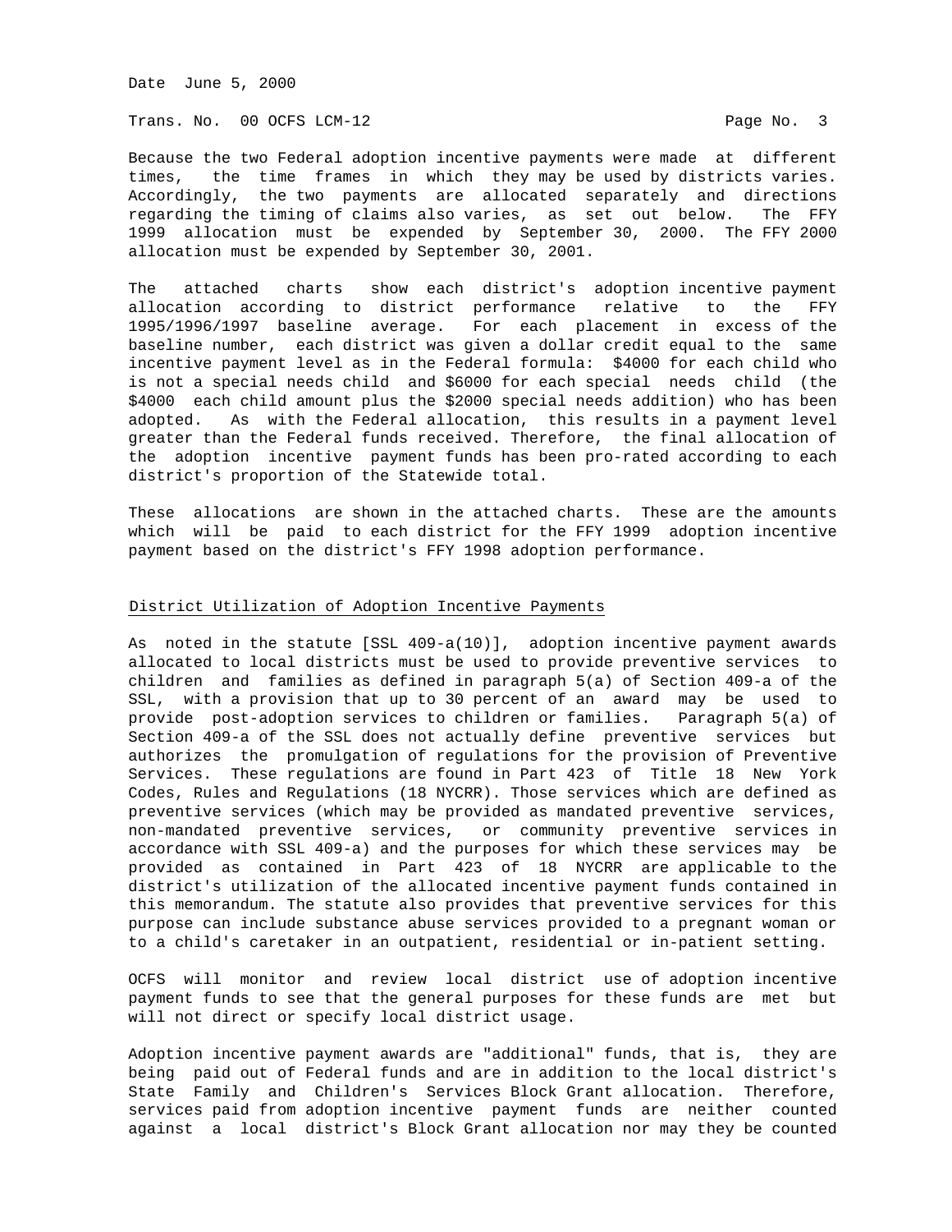Because the two Federal adoption incentive payments were made at different times, the time frames in which they may be used by districts varies. Accordingly, the two payments are allocated separately and directions regarding the timing of claims also varies, as set out below. The FFY 1999 allocation must be expended by September 30, 2000. The FFY 2000 allocation must be expended by September 30, 2001.

The attached charts show each district's adoption incentive payment allocation according to district performance relative to the FFY 1995/1996/1997 baseline average. For each placement in excess of the baseline number, each district was given a dollar credit equal to the same incentive payment level as in the Federal formula: $4000 for each child who is not a special needs child and $6000 for each special needs child (the $4000 each child amount plus the $2000 special needs addition) who has been adopted. As with the Federal allocation, this results in a payment level greater than the Federal funds received. Therefore, the final allocation of the adoption incentive payment funds has been pro-rated according to each district's proportion of the Statewide total.

These allocations are shown in the attached charts. These are the amounts which will be paid to each district for the FFY 1999 adoption incentive payment based on the district's FFY 1998 adoption performance.

## District Utilization of Adoption Incentive Payments

As noted in the statute [SSL 409-a(10)], adoption incentive payment awards allocated to local districts must be used to provide preventive services to children and families as defined in paragraph 5(a) of Section 409-a of the SSL, with a provision that up to 30 percent of an award may be used to provide post-adoption services to children or families. Paragraph 5(a) of Section 409-a of the SSL does not actually define preventive services but authorizes the promulgation of regulations for the provision of Preventive Services. These regulations are found in Part 423 of Title 18 New York Codes, Rules and Regulations (18 NYCRR). Those services which are defined as preventive services (which may be provided as mandated preventive services, non-mandated preventive services, or community preventive services in accordance with SSL 409-a) and the purposes for which these services may be provided as contained in Part 423 of 18 NYCRR are applicable to the district's utilization of the allocated incentive payment funds contained in this memorandum. The statute also provides that preventive services for this purpose can include substance abuse services provided to a pregnant woman or to a child's caretaker in an outpatient, residential or in-patient setting.

OCFS will monitor and review local district use of adoption incentive payment funds to see that the general purposes for these funds are met but will not direct or specify local district usage.

Adoption incentive payment awards are "additional" funds, that is, they are being paid out of Federal funds and are in addition to the local district's State Family and Children's Services Block Grant allocation. Therefore, services paid from adoption incentive payment funds are neither counted against a local district's Block Grant allocation nor may they be counted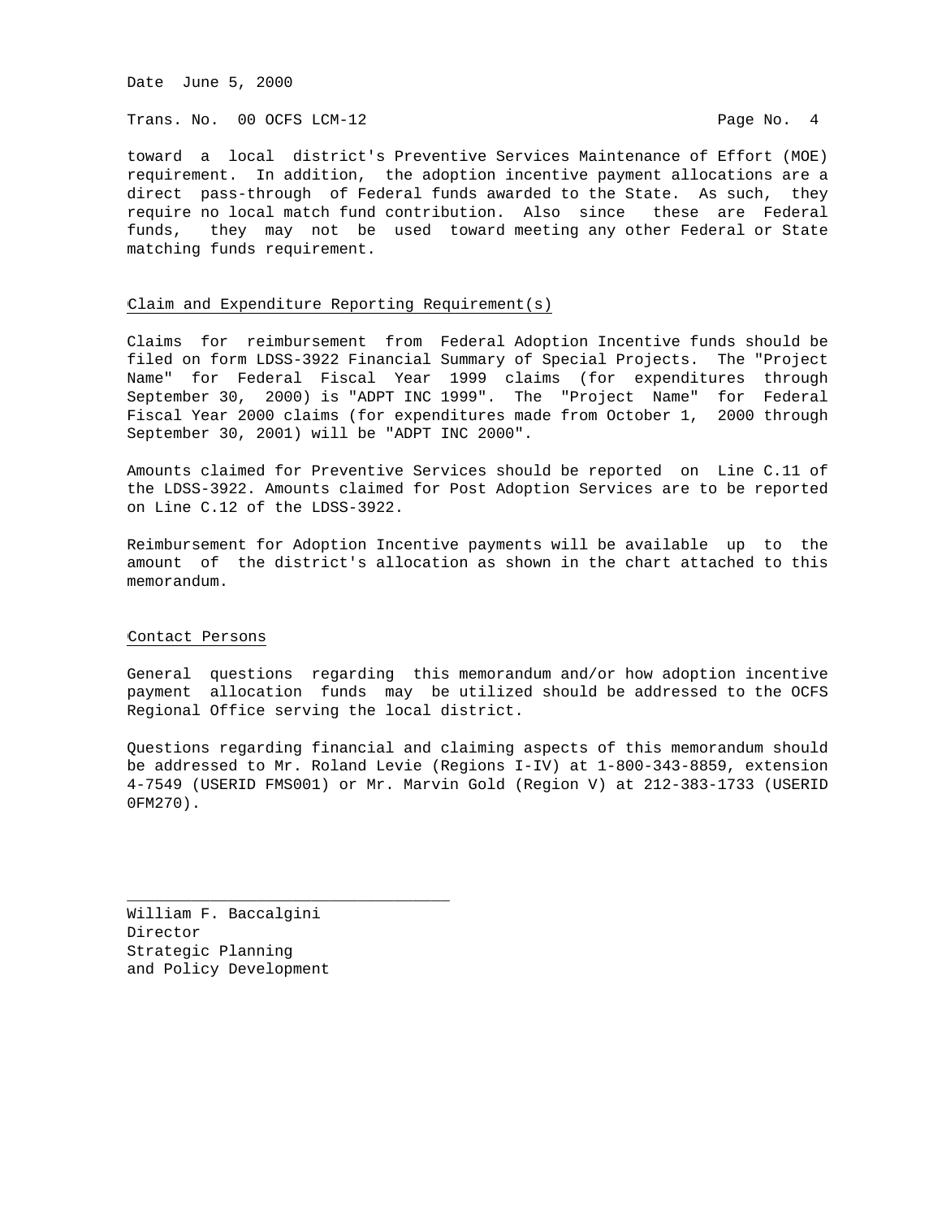toward a local district's Preventive Services Maintenance of Effort (MOE) requirement. In addition, the adoption incentive payment allocations are a direct pass-through of Federal funds awarded to the State. As such, they require no local match fund contribution. Also since these are Federal funds, they may not be used toward meeting any other Federal or State matching funds requirement.

## Claim and Expenditure Reporting Requirement(s)

Claims for reimbursement from Federal Adoption Incentive funds should be filed on form LDSS-3922 Financial Summary of Special Projects. The "Project Name" for Federal Fiscal Year 1999 claims (for expenditures through September 30, 2000) is "ADPT INC 1999". The "Project Name" for Federal Fiscal Year 2000 claims (for expenditures made from October 1, 2000 through September 30, 2001) will be "ADPT INC 2000".

Amounts claimed for Preventive Services should be reported on Line C.11 of the LDSS-3922. Amounts claimed for Post Adoption Services are to be reported on Line C.12 of the LDSS-3922.

Reimbursement for Adoption Incentive payments will be available up to the amount of the district's allocation as shown in the chart attached to this memorandum.

## Contact Persons

General questions regarding this memorandum and/or how adoption incentive payment allocation funds may be utilized should be addressed to the OCFS Regional Office serving the local district.

Questions regarding financial and claiming aspects of this memorandum should be addressed to Mr. Roland Levie (Regions I-IV) at 1-800-343-8859, extension 4-7549 (USERID FMS001) or Mr. Marvin Gold (Region V) at 212-383-1733 (USERID 0FM270).

\_\_\_\_\_\_\_\_\_\_\_\_\_\_\_\_\_\_\_\_\_\_\_\_\_\_\_\_\_\_\_\_\_\_\_

William F. Baccalgini
Director
Strategic Planning
and Policy Development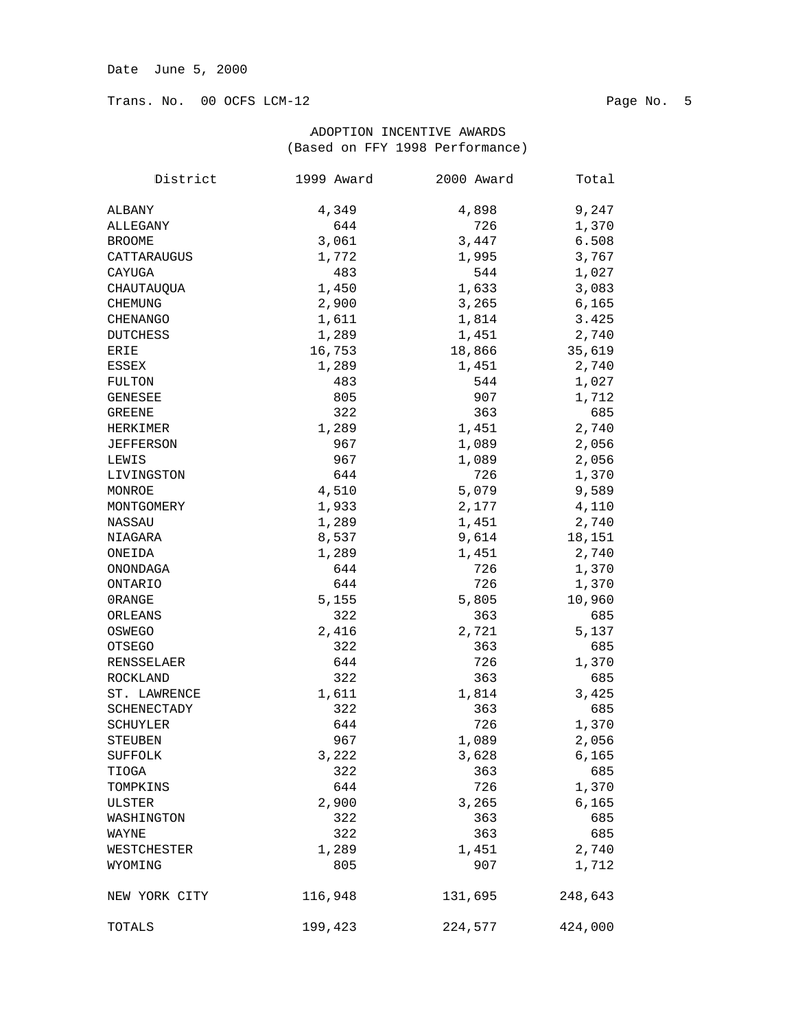Date June 5, 2000

Trans. No. 00 OCFS LCM-12

ADOPTION INCENTIVE AWARDS
(Based on FFY 1998 Performance)

| District | 1999 Award | 2000 Award | Total |
|---|---|---|---|
| ALBANY | 4,349 | 4,898 | 9,247 |
| ALLEGANY | 644 | 726 | 1,370 |
| BROOME | 3,061 | 3,447 | 6.508 |
| CATTARAUGUS | 1,772 | 1,995 | 3,767 |
| CAYUGA | 483 | 544 | 1,027 |
| CHAUTAUQUA | 1,450 | 1,633 | 3,083 |
| CHEMUNG | 2,900 | 3,265 | 6,165 |
| CHENANGO | 1,611 | 1,814 | 3.425 |
| DUTCHESS | 1,289 | 1,451 | 2,740 |
| ERIE | 16,753 | 18,866 | 35,619 |
| ESSEX | 1,289 | 1,451 | 2,740 |
| FULTON | 483 | 544 | 1,027 |
| GENESEE | 805 | 907 | 1,712 |
| GREENE | 322 | 363 | 685 |
| HERKIMER | 1,289 | 1,451 | 2,740 |
| JEFFERSON | 967 | 1,089 | 2,056 |
| LEWIS | 967 | 1,089 | 2,056 |
| LIVINGSTON | 644 | 726 | 1,370 |
| MONROE | 4,510 | 5,079 | 9,589 |
| MONTGOMERY | 1,933 | 2,177 | 4,110 |
| NASSAU | 1,289 | 1,451 | 2,740 |
| NIAGARA | 8,537 | 9,614 | 18,151 |
| ONEIDA | 1,289 | 1,451 | 2,740 |
| ONONDAGA | 644 | 726 | 1,370 |
| ONTARIO | 644 | 726 | 1,370 |
| 0RANGE | 5,155 | 5,805 | 10,960 |
| ORLEANS | 322 | 363 | 685 |
| OSWEGO | 2,416 | 2,721 | 5,137 |
| OTSEGO | 322 | 363 | 685 |
| RENSSELAER | 644 | 726 | 1,370 |
| ROCKLAND | 322 | 363 | 685 |
| ST. LAWRENCE | 1,611 | 1,814 | 3,425 |
| SCHENECTADY | 322 | 363 | 685 |
| SCHUYLER | 644 | 726 | 1,370 |
| STEUBEN | 967 | 1,089 | 2,056 |
| SUFFOLK | 3,222 | 3,628 | 6,165 |
| TIOGA | 322 | 363 | 685 |
| TOMPKINS | 644 | 726 | 1,370 |
| ULSTER | 2,900 | 3,265 | 6,165 |
| WASHINGTON | 322 | 363 | 685 |
| WAYNE | 322 | 363 | 685 |
| WESTCHESTER | 1,289 | 1,451 | 2,740 |
| WYOMING | 805 | 907 | 1,712 |
| NEW YORK CITY | 116,948 | 131,695 | 248,643 |
| TOTALS | 199,423 | 224,577 | 424,000 |